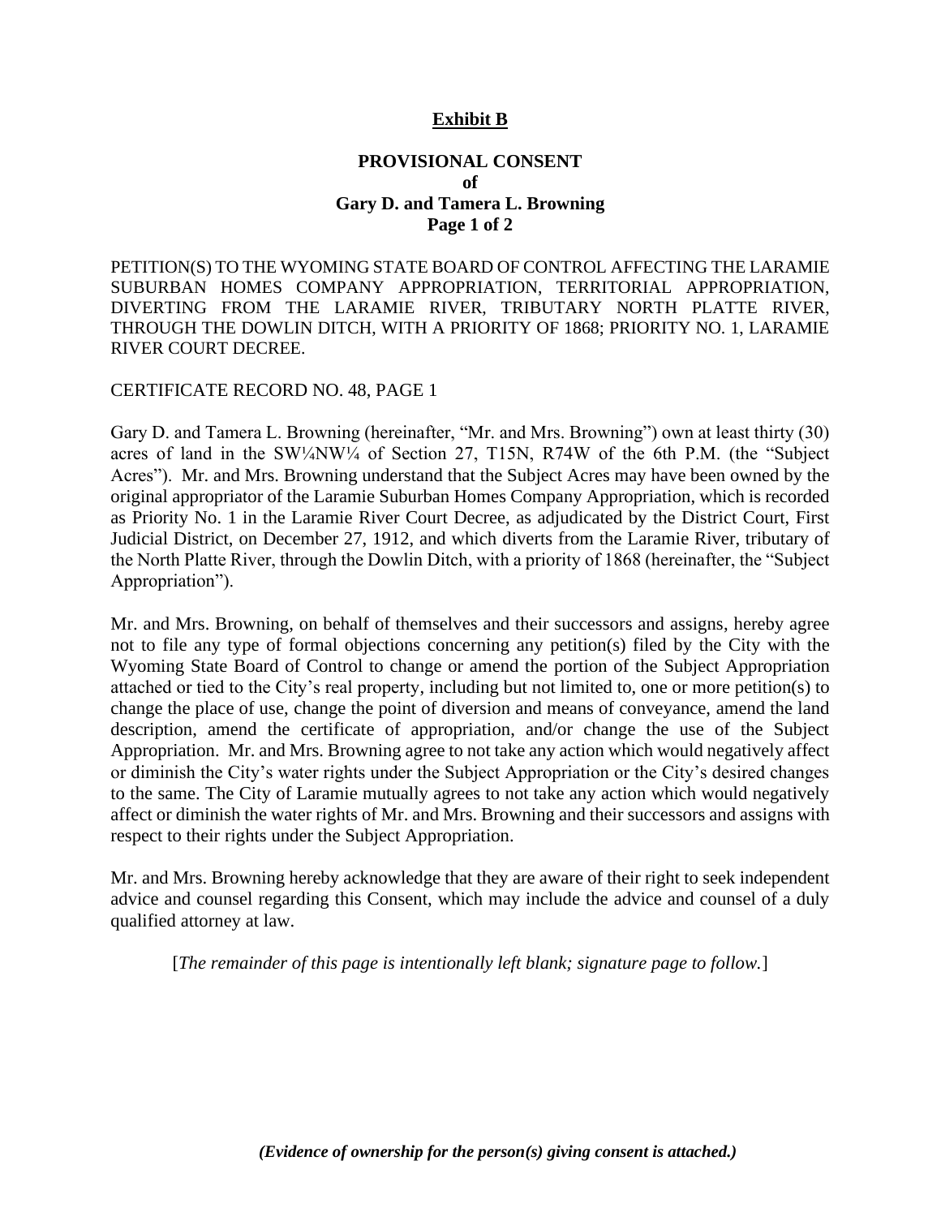**Exhibit B**

**PROVISIONAL CONSENT**
**of**
**Gary D. and Tamera L. Browning**
**Page 1 of 2**

PETITION(S) TO THE WYOMING STATE BOARD OF CONTROL AFFECTING THE LARAMIE SUBURBAN HOMES COMPANY APPROPRIATION, TERRITORIAL APPROPRIATION, DIVERTING FROM THE LARAMIE RIVER, TRIBUTARY NORTH PLATTE RIVER, THROUGH THE DOWLIN DITCH, WITH A PRIORITY OF 1868; PRIORITY NO. 1, LARAMIE RIVER COURT DECREE.

CERTIFICATE RECORD NO. 48, PAGE 1

Gary D. and Tamera L. Browning (hereinafter, "Mr. and Mrs. Browning") own at least thirty (30) acres of land in the SW¼NW¼ of Section 27, T15N, R74W of the 6th P.M. (the "Subject Acres"). Mr. and Mrs. Browning understand that the Subject Acres may have been owned by the original appropriator of the Laramie Suburban Homes Company Appropriation, which is recorded as Priority No. 1 in the Laramie River Court Decree, as adjudicated by the District Court, First Judicial District, on December 27, 1912, and which diverts from the Laramie River, tributary of the North Platte River, through the Dowlin Ditch, with a priority of 1868 (hereinafter, the "Subject Appropriation").

Mr. and Mrs. Browning, on behalf of themselves and their successors and assigns, hereby agree not to file any type of formal objections concerning any petition(s) filed by the City with the Wyoming State Board of Control to change or amend the portion of the Subject Appropriation attached or tied to the City's real property, including but not limited to, one or more petition(s) to change the place of use, change the point of diversion and means of conveyance, amend the land description, amend the certificate of appropriation, and/or change the use of the Subject Appropriation. Mr. and Mrs. Browning agree to not take any action which would negatively affect or diminish the City's water rights under the Subject Appropriation or the City's desired changes to the same. The City of Laramie mutually agrees to not take any action which would negatively affect or diminish the water rights of Mr. and Mrs. Browning and their successors and assigns with respect to their rights under the Subject Appropriation.

Mr. and Mrs. Browning hereby acknowledge that they are aware of their right to seek independent advice and counsel regarding this Consent, which may include the advice and counsel of a duly qualified attorney at law.

[*The remainder of this page is intentionally left blank; signature page to follow.*]

***(Evidence of ownership for the person(s) giving consent is attached.)***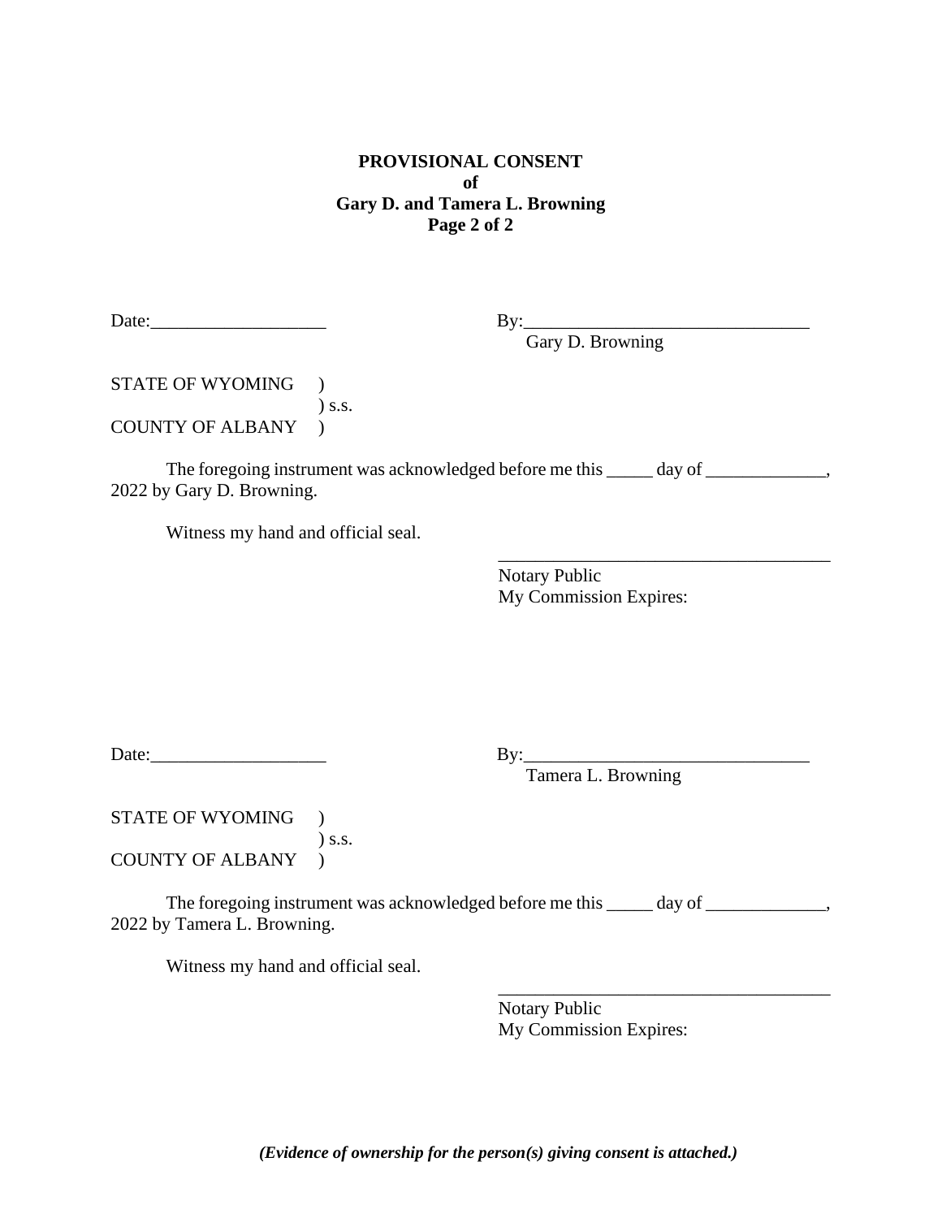**PROVISIONAL CONSENT**
**of**
**Gary D. and Tamera L. Browning**
**Page 2 of 2**

Date:___________________ By:_______________________________
Gary D. Browning

STATE OF WYOMING )
) s.s.
COUNTY OF ALBANY )

The foregoing instrument was acknowledged before me this _____ day of _____________, 2022 by Gary D. Browning.

Witness my hand and official seal.

_____________________________________
Notary Public
My Commission Expires:

Date:___________________ By:_______________________________
Tamera L. Browning

STATE OF WYOMING )
) s.s.
COUNTY OF ALBANY )

The foregoing instrument was acknowledged before me this _____ day of _____________, 2022 by Tamera L. Browning.

Witness my hand and official seal.

_____________________________________
Notary Public
My Commission Expires:

***(Evidence of ownership for the person(s) giving consent is attached.)***